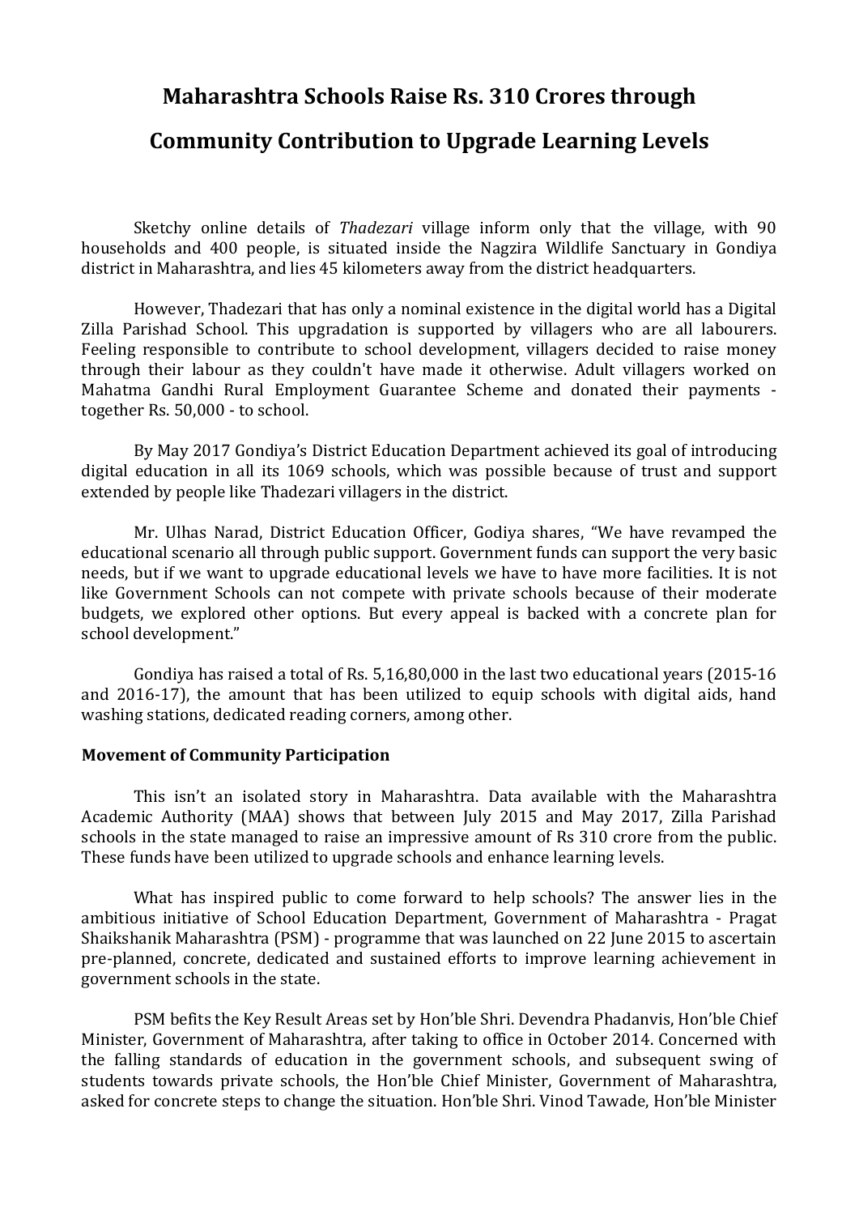# Maharashtra Schools Raise Rs. 310 Crores through Community Contribution to Upgrade Learning Levels

Sketchy online details of *Thadezari* village inform only that the village, with 90 households and 400 people, is situated inside the Nagzira Wildlife Sanctuary in Gondiya district in Maharashtra, and lies 45 kilometers away from the district headquarters.

However, Thadezari that has only a nominal existence in the digital world has a Digital Zilla Parishad School. This upgradation is supported by villagers who are all labourers. Feeling responsible to contribute to school development, villagers decided to raise money through their labour as they couldn't have made it otherwise. Adult villagers worked on Mahatma Gandhi Rural Employment Guarantee Scheme and donated their payments - together Rs. 50,000 - to school.

By May 2017 Gondiya's District Education Department achieved its goal of introducing digital education in all its 1069 schools, which was possible because of trust and support extended by people like Thadezari villagers in the district.

Mr. Ulhas Narad, District Education Officer, Godiya shares, "We have revamped the educational scenario all through public support. Government funds can support the very basic needs, but if we want to upgrade educational levels we have to have more facilities. It is not like Government Schools can not compete with private schools because of their moderate budgets, we explored other options. But every appeal is backed with a concrete plan for school development."

Gondiya has raised a total of Rs. 5,16,80,000 in the last two educational years (2015-16 and 2016-17), the amount that has been utilized to equip schools with digital aids, hand washing stations, dedicated reading corners, among other.

**Movement of Community Participation**

This isn't an isolated story in Maharashtra. Data available with the Maharashtra Academic Authority (MAA) shows that between July 2015 and May 2017, Zilla Parishad schools in the state managed to raise an impressive amount of Rs 310 crore from the public. These funds have been utilized to upgrade schools and enhance learning levels.

What has inspired public to come forward to help schools? The answer lies in the ambitious initiative of School Education Department, Government of Maharashtra - Pragat Shaikshanik Maharashtra (PSM) - programme that was launched on 22 June 2015 to ascertain pre-planned, concrete, dedicated and sustained efforts to improve learning achievement in government schools in the state.

PSM befits the Key Result Areas set by Hon'ble Shri. Devendra Phadanvis, Hon'ble Chief Minister, Government of Maharashtra, after taking to office in October 2014. Concerned with the falling standards of education in the government schools, and subsequent swing of students towards private schools, the Hon'ble Chief Minister, Government of Maharashtra, asked for concrete steps to change the situation. Hon'ble Shri. Vinod Tawade, Hon'ble Minister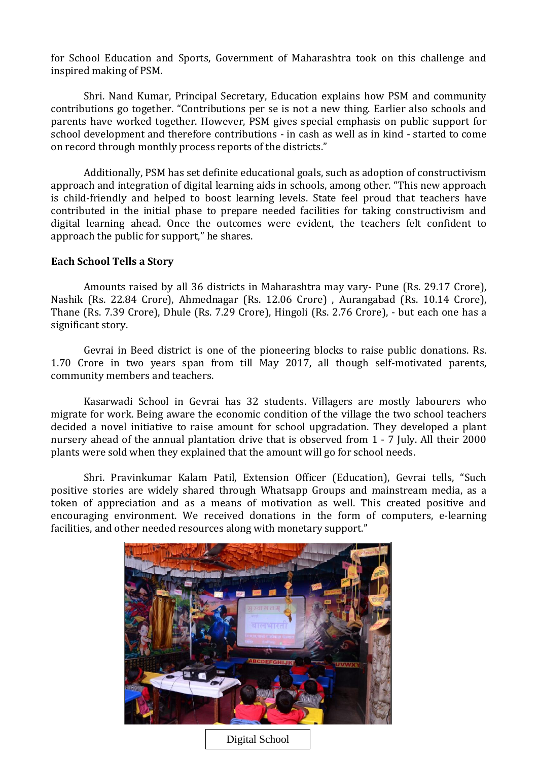for School Education and Sports, Government of Maharashtra took on this challenge and inspired making of PSM.

Shri. Nand Kumar, Principal Secretary, Education explains how PSM and community contributions go together. "Contributions per se is not a new thing. Earlier also schools and parents have worked together. However, PSM gives special emphasis on public support for school development and therefore contributions - in cash as well as in kind - started to come on record through monthly process reports of the districts."

Additionally, PSM has set definite educational goals, such as adoption of constructivism approach and integration of digital learning aids in schools, among other. "This new approach is child-friendly and helped to boost learning levels. State feel proud that teachers have contributed in the initial phase to prepare needed facilities for taking constructivism and digital learning ahead. Once the outcomes were evident, the teachers felt confident to approach the public for support," he shares.

**Each School Tells a Story**

Amounts raised by all 36 districts in Maharashtra may vary- Pune (Rs. 29.17 Crore), Nashik (Rs. 22.84 Crore), Ahmednagar (Rs. 12.06 Crore) , Aurangabad (Rs. 10.14 Crore), Thane (Rs. 7.39 Crore), Dhule (Rs. 7.29 Crore), Hingoli (Rs. 2.76 Crore), - but each one has a significant story.

Gevrai in Beed district is one of the pioneering blocks to raise public donations. Rs. 1.70 Crore in two years span from till May 2017, all though self-motivated parents, community members and teachers.

Kasarwadi School in Gevrai has 32 students. Villagers are mostly labourers who migrate for work. Being aware the economic condition of the village the two school teachers decided a novel initiative to raise amount for school upgradation. They developed a plant nursery ahead of the annual plantation drive that is observed from 1 - 7 July. All their 2000 plants were sold when they explained that the amount will go for school needs.

Shri. Pravinkumar Kalam Patil, Extension Officer (Education), Gevrai tells, "Such positive stories are widely shared through Whatsapp Groups and mainstream media, as a token of appreciation and as a means of motivation as well. This created positive and encouraging environment. We received donations in the form of computers, e-learning facilities, and other needed resources along with monetary support."

Digital School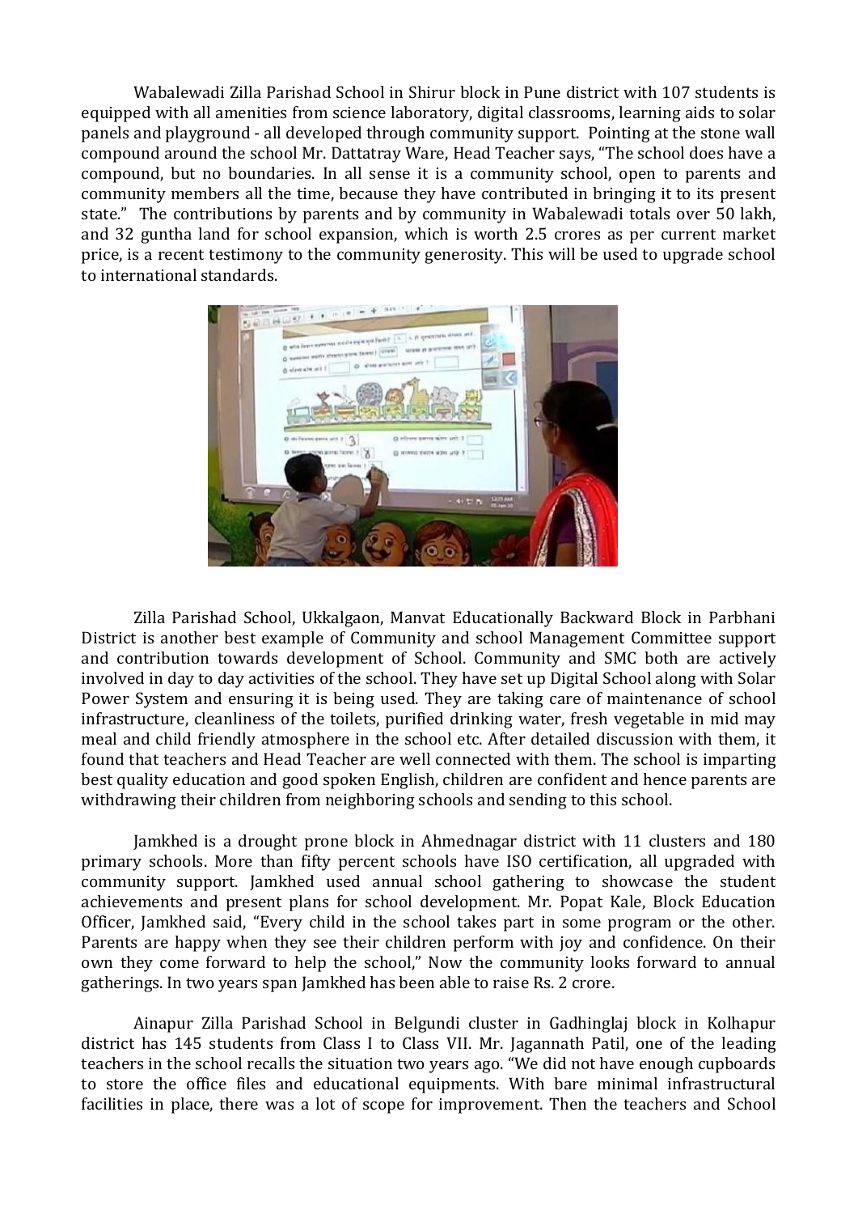Wabalewadi Zilla Parishad School in Shirur block in Pune district with 107 students is equipped with all amenities from science laboratory, digital classrooms, learning aids to solar panels and playground - all developed through community support. Pointing at the stone wall compound around the school Mr. Dattatray Ware, Head Teacher says, "The school does have a compound, but no boundaries. In all sense it is a community school, open to parents and community members all the time, because they have contributed in bringing it to its present state." The contributions by parents and by community in Wabalewadi totals over 50 lakh, and 32 guntha land for school expansion, which is worth 2.5 crores as per current market price, is a recent testimony to the community generosity. This will be used to upgrade school to international standards.

Zilla Parishad School, Ukkalgaon, Manvat Educationally Backward Block in Parbhani District is another best example of Community and school Management Committee support and contribution towards development of School. Community and SMC both are actively involved in day to day activities of the school. They have set up Digital School along with Solar Power System and ensuring it is being used. They are taking care of maintenance of school infrastructure, cleanliness of the toilets, purified drinking water, fresh vegetable in mid may meal and child friendly atmosphere in the school etc. After detailed discussion with them, it found that teachers and Head Teacher are well connected with them. The school is imparting best quality education and good spoken English, children are confident and hence parents are withdrawing their children from neighboring schools and sending to this school.

Jamkhed is a drought prone block in Ahmednagar district with 11 clusters and 180 primary schools. More than fifty percent schools have ISO certification, all upgraded with community support. Jamkhed used annual school gathering to showcase the student achievements and present plans for school development. Mr. Popat Kale, Block Education Officer, Jamkhed said, "Every child in the school takes part in some program or the other. Parents are happy when they see their children perform with joy and confidence. On their own they come forward to help the school," Now the community looks forward to annual gatherings. In two years span Jamkhed has been able to raise Rs. 2 crore.

Ainapur Zilla Parishad School in Belgundi cluster in Gadhinglaj block in Kolhapur district has 145 students from Class I to Class VII. Mr. Jagannath Patil, one of the leading teachers in the school recalls the situation two years ago. "We did not have enough cupboards to store the office files and educational equipments. With bare minimal infrastructural facilities in place, there was a lot of scope for improvement. Then the teachers and School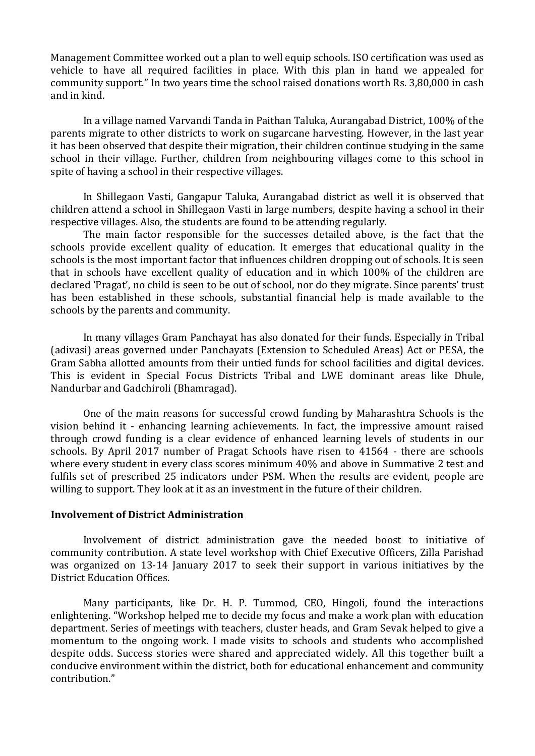Management Committee worked out a plan to well equip schools. ISO certification was used as vehicle to have all required facilities in place. With this plan in hand we appealed for community support." In two years time the school raised donations worth Rs. 3,80,000 in cash and in kind.

In a village named Varvandi Tanda in Paithan Taluka, Aurangabad District, 100% of the parents migrate to other districts to work on sugarcane harvesting. However, in the last year it has been observed that despite their migration, their children continue studying in the same school in their village. Further, children from neighbouring villages come to this school in spite of having a school in their respective villages.

In Shillegaon Vasti, Gangapur Taluka, Aurangabad district as well it is observed that children attend a school in Shillegaon Vasti in large numbers, despite having a school in their respective villages. Also, the students are found to be attending regularly.

The main factor responsible for the successes detailed above, is the fact that the schools provide excellent quality of education. It emerges that educational quality in the schools is the most important factor that influences children dropping out of schools. It is seen that in schools have excellent quality of education and in which 100% of the children are declared 'Pragat', no child is seen to be out of school, nor do they migrate. Since parents' trust has been established in these schools, substantial financial help is made available to the schools by the parents and community.

In many villages Gram Panchayat has also donated for their funds. Especially in Tribal (adivasi) areas governed under Panchayats (Extension to Scheduled Areas) Act or PESA, the Gram Sabha allotted amounts from their untied funds for school facilities and digital devices. This is evident in Special Focus Districts Tribal and LWE dominant areas like Dhule, Nandurbar and Gadchiroli (Bhamragad).

One of the main reasons for successful crowd funding by Maharashtra Schools is the vision behind it - enhancing learning achievements. In fact, the impressive amount raised through crowd funding is a clear evidence of enhanced learning levels of students in our schools. By April 2017 number of Pragat Schools have risen to 41564 - there are schools where every student in every class scores minimum 40% and above in Summative 2 test and fulfils set of prescribed 25 indicators under PSM. When the results are evident, people are willing to support. They look at it as an investment in the future of their children.

**Involvement of District Administration**

Involvement of district administration gave the needed boost to initiative of community contribution. A state level workshop with Chief Executive Officers, Zilla Parishad was organized on 13-14 January 2017 to seek their support in various initiatives by the District Education Offices.

Many participants, like Dr. H. P. Tummod, CEO, Hingoli, found the interactions enlightening. "Workshop helped me to decide my focus and make a work plan with education department. Series of meetings with teachers, cluster heads, and Gram Sevak helped to give a momentum to the ongoing work. I made visits to schools and students who accomplished despite odds. Success stories were shared and appreciated widely. All this together built a conducive environment within the district, both for educational enhancement and community contribution."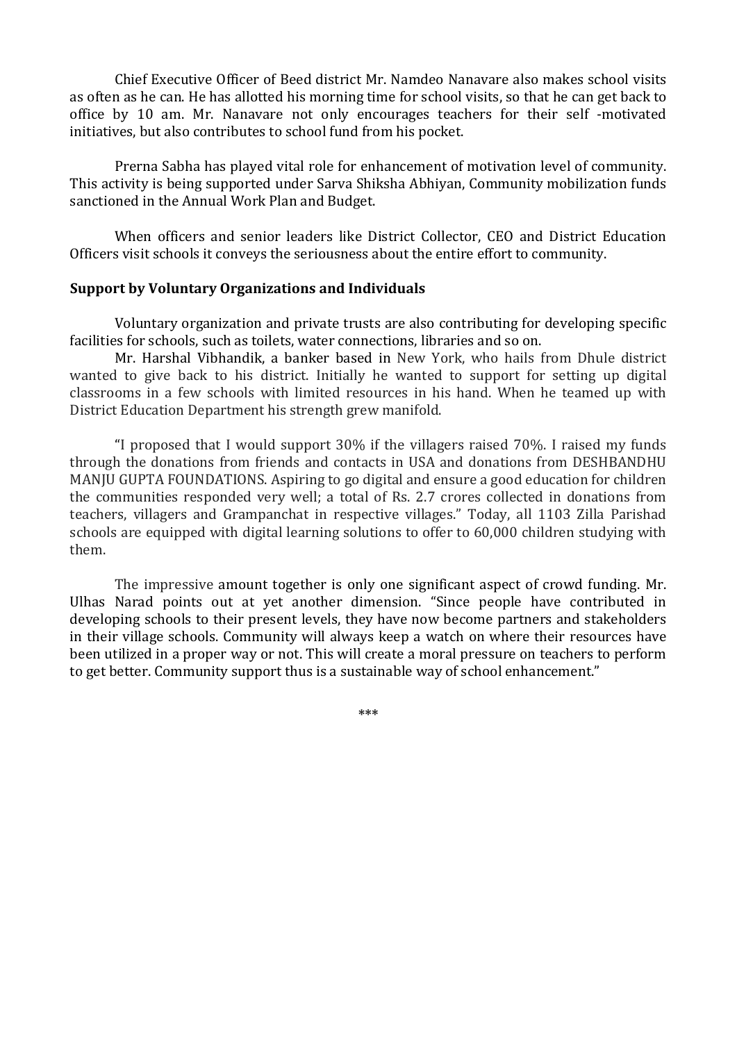Chief Executive Officer of Beed district Mr. Namdeo Nanavare also makes school visits as often as he can. He has allotted his morning time for school visits, so that he can get back to office by 10 am. Mr. Nanavare not only encourages teachers for their self -motivated initiatives, but also contributes to school fund from his pocket.

Prerna Sabha has played vital role for enhancement of motivation level of community. This activity is being supported under Sarva Shiksha Abhiyan, Community mobilization funds sanctioned in the Annual Work Plan and Budget.

When officers and senior leaders like District Collector, CEO and District Education Officers visit schools it conveys the seriousness about the entire effort to community.

**Support by Voluntary Organizations and Individuals**

Voluntary organization and private trusts are also contributing for developing specific facilities for schools, such as toilets, water connections, libraries and so on.

Mr. Harshal Vibhandik, a banker based in New York, who hails from Dhule district wanted to give back to his district. Initially he wanted to support for setting up digital classrooms in a few schools with limited resources in his hand. When he teamed up with District Education Department his strength grew manifold.

"I proposed that I would support 30% if the villagers raised 70%. I raised my funds through the donations from friends and contacts in USA and donations from DESHBANDHU MANJU GUPTA FOUNDATIONS. Aspiring to go digital and ensure a good education for children the communities responded very well; a total of Rs. 2.7 crores collected in donations from teachers, villagers and Grampanchat in respective villages." Today, all 1103 Zilla Parishad schools are equipped with digital learning solutions to offer to 60,000 children studying with them.

The impressive amount together is only one significant aspect of crowd funding. Mr. Ulhas Narad points out at yet another dimension. "Since people have contributed in developing schools to their present levels, they have now become partners and stakeholders in their village schools. Community will always keep a watch on where their resources have been utilized in a proper way or not. This will create a moral pressure on teachers to perform to get better. Community support thus is a sustainable way of school enhancement."

***